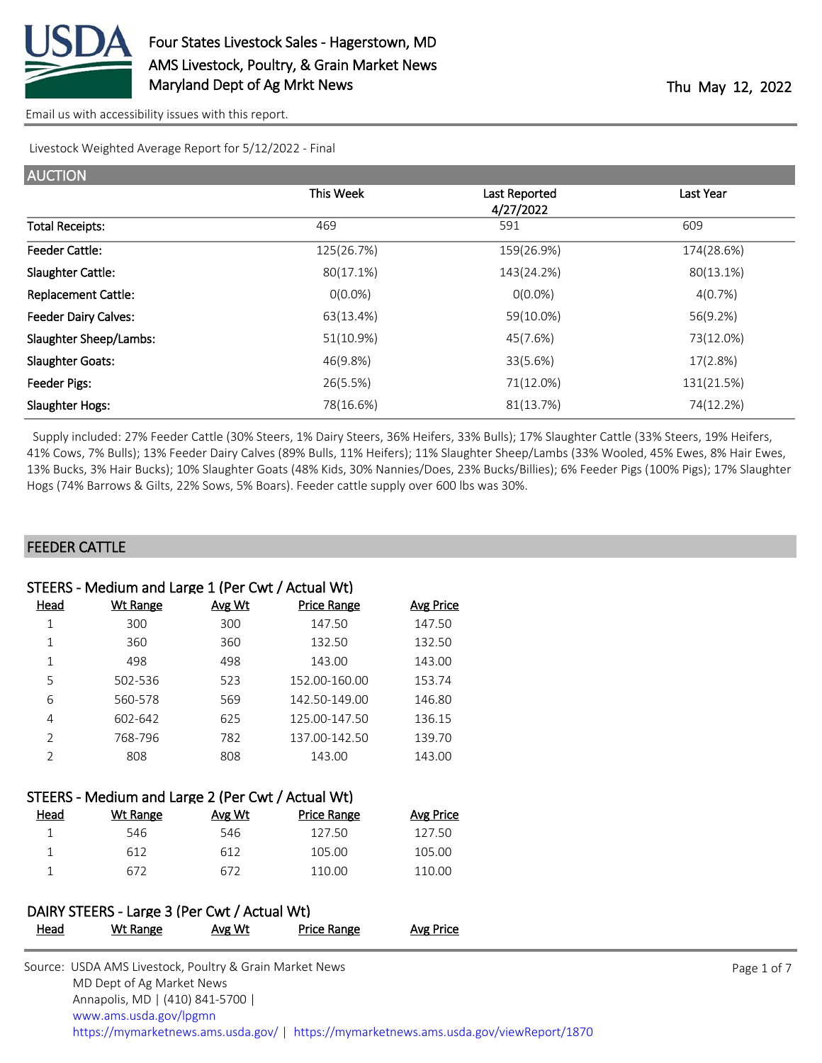# Four States Livestock Sales - Hagerstown, MD
## AMS Livestock, Poultry, & Grain Market News
## Maryland Dept of Ag Mrkt News

Thu May 12, 2022

Email us with accessibility issues with this report.

Livestock Weighted Average Report for 5/12/2022 - Final

## AUCTION

| | This Week | Last Reported 4/27/2022 | Last Year |
|---|---|---|---|
| Total Receipts: | 469 | 591 | 609 |
| Feeder Cattle: | 125(26.7%) | 159(26.9%) | 174(28.6%) |
| Slaughter Cattle: | 80(17.1%) | 143(24.2%) | 80(13.1%) |
| Replacement Cattle: | 0(0.0%) | 0(0.0%) | 4(0.7%) |
| Feeder Dairy Calves: | 63(13.4%) | 59(10.0%) | 56(9.2%) |
| Slaughter Sheep/Lambs: | 51(10.9%) | 45(7.6%) | 73(12.0%) |
| Slaughter Goats: | 46(9.8%) | 33(5.6%) | 17(2.8%) |
| Feeder Pigs: | 26(5.5%) | 71(12.0%) | 131(21.5%) |
| Slaughter Hogs: | 78(16.6%) | 81(13.7%) | 74(12.2%) |

Supply included: 27% Feeder Cattle (30% Steers, 1% Dairy Steers, 36% Heifers, 33% Bulls); 17% Slaughter Cattle (33% Steers, 19% Heifers, 41% Cows, 7% Bulls); 13% Feeder Dairy Calves (89% Bulls, 11% Heifers); 11% Slaughter Sheep/Lambs (33% Wooled, 45% Ewes, 8% Hair Ewes, 13% Bucks, 3% Hair Bucks); 10% Slaughter Goats (48% Kids, 30% Nannies/Does, 23% Bucks/Billies); 6% Feeder Pigs (100% Pigs); 17% Slaughter Hogs (74% Barrows & Gilts, 22% Sows, 5% Boars). Feeder cattle supply over 600 lbs was 30%.

## FEEDER CATTLE

### STEERS - Medium and Large 1 (Per Cwt / Actual Wt)

| Head | Wt Range | Avg Wt | Price Range | Avg Price |
|---|---|---|---|---|
| 1 | 300 | 300 | 147.50 | 147.50 |
| 1 | 360 | 360 | 132.50 | 132.50 |
| 1 | 498 | 498 | 143.00 | 143.00 |
| 5 | 502-536 | 523 | 152.00-160.00 | 153.74 |
| 6 | 560-578 | 569 | 142.50-149.00 | 146.80 |
| 4 | 602-642 | 625 | 125.00-147.50 | 136.15 |
| 2 | 768-796 | 782 | 137.00-142.50 | 139.70 |
| 2 | 808 | 808 | 143.00 | 143.00 |

### STEERS - Medium and Large 2 (Per Cwt / Actual Wt)

| Head | Wt Range | Avg Wt | Price Range | Avg Price |
|---|---|---|---|---|
| 1 | 546 | 546 | 127.50 | 127.50 |
| 1 | 612 | 612 | 105.00 | 105.00 |
| 1 | 672 | 672 | 110.00 | 110.00 |

### DAIRY STEERS - Large 3 (Per Cwt / Actual Wt)

| Head | Wt Range | Avg Wt | Price Range | Avg Price |
|---|---|---|---|---|

Source: USDA AMS Livestock, Poultry & Grain Market News
MD Dept of Ag Market News
Annapolis, MD | (410) 841-5700 |
www.ams.usda.gov/lpgmn
https://mymarketnews.ams.usda.gov/ | https://mymarketnews.ams.usda.gov/viewReport/1870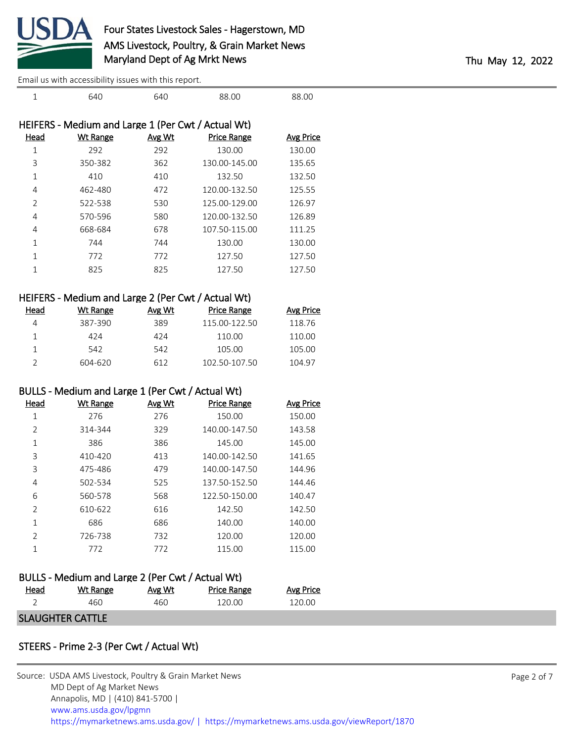| 1 | 640 | 640 | 88.00 | 88.00 |
|---|---|---|---|---|

### HEIFERS - Medium and Large 1 (Per Cwt / Actual Wt)

| Head | Wt Range | Avg Wt | Price Range | Avg Price |
|---|---|---|---|---|
| 1 | 292 | 292 | 130.00 | 130.00 |
| 3 | 350-382 | 362 | 130.00-145.00 | 135.65 |
| 1 | 410 | 410 | 132.50 | 132.50 |
| 4 | 462-480 | 472 | 120.00-132.50 | 125.55 |
| 2 | 522-538 | 530 | 125.00-129.00 | 126.97 |
| 4 | 570-596 | 580 | 120.00-132.50 | 126.89 |
| 4 | 668-684 | 678 | 107.50-115.00 | 111.25 |
| 1 | 744 | 744 | 130.00 | 130.00 |
| 1 | 772 | 772 | 127.50 | 127.50 |
| 1 | 825 | 825 | 127.50 | 127.50 |

### HEIFERS - Medium and Large 2 (Per Cwt / Actual Wt)

| Head | Wt Range | Avg Wt | Price Range | Avg Price |
|---|---|---|---|---|
| 4 | 387-390 | 389 | 115.00-122.50 | 118.76 |
| 1 | 424 | 424 | 110.00 | 110.00 |
| 1 | 542 | 542 | 105.00 | 105.00 |
| 2 | 604-620 | 612 | 102.50-107.50 | 104.97 |

### BULLS - Medium and Large 1 (Per Cwt / Actual Wt)

| Head | Wt Range | Avg Wt | Price Range | Avg Price |
|---|---|---|---|---|
| 1 | 276 | 276 | 150.00 | 150.00 |
| 2 | 314-344 | 329 | 140.00-147.50 | 143.58 |
| 1 | 386 | 386 | 145.00 | 145.00 |
| 3 | 410-420 | 413 | 140.00-142.50 | 141.65 |
| 3 | 475-486 | 479 | 140.00-147.50 | 144.96 |
| 4 | 502-534 | 525 | 137.50-152.50 | 144.46 |
| 6 | 560-578 | 568 | 122.50-150.00 | 140.47 |
| 2 | 610-622 | 616 | 142.50 | 142.50 |
| 1 | 686 | 686 | 140.00 | 140.00 |
| 2 | 726-738 | 732 | 120.00 | 120.00 |
| 1 | 772 | 772 | 115.00 | 115.00 |

### BULLS - Medium and Large 2 (Per Cwt / Actual Wt)

| Head | Wt Range | Avg Wt | Price Range | Avg Price |
|---|---|---|---|---|
| 2 | 460 | 460 | 120.00 | 120.00 |

## SLAUGHTER CATTLE

### STEERS - Prime 2-3 (Per Cwt / Actual Wt)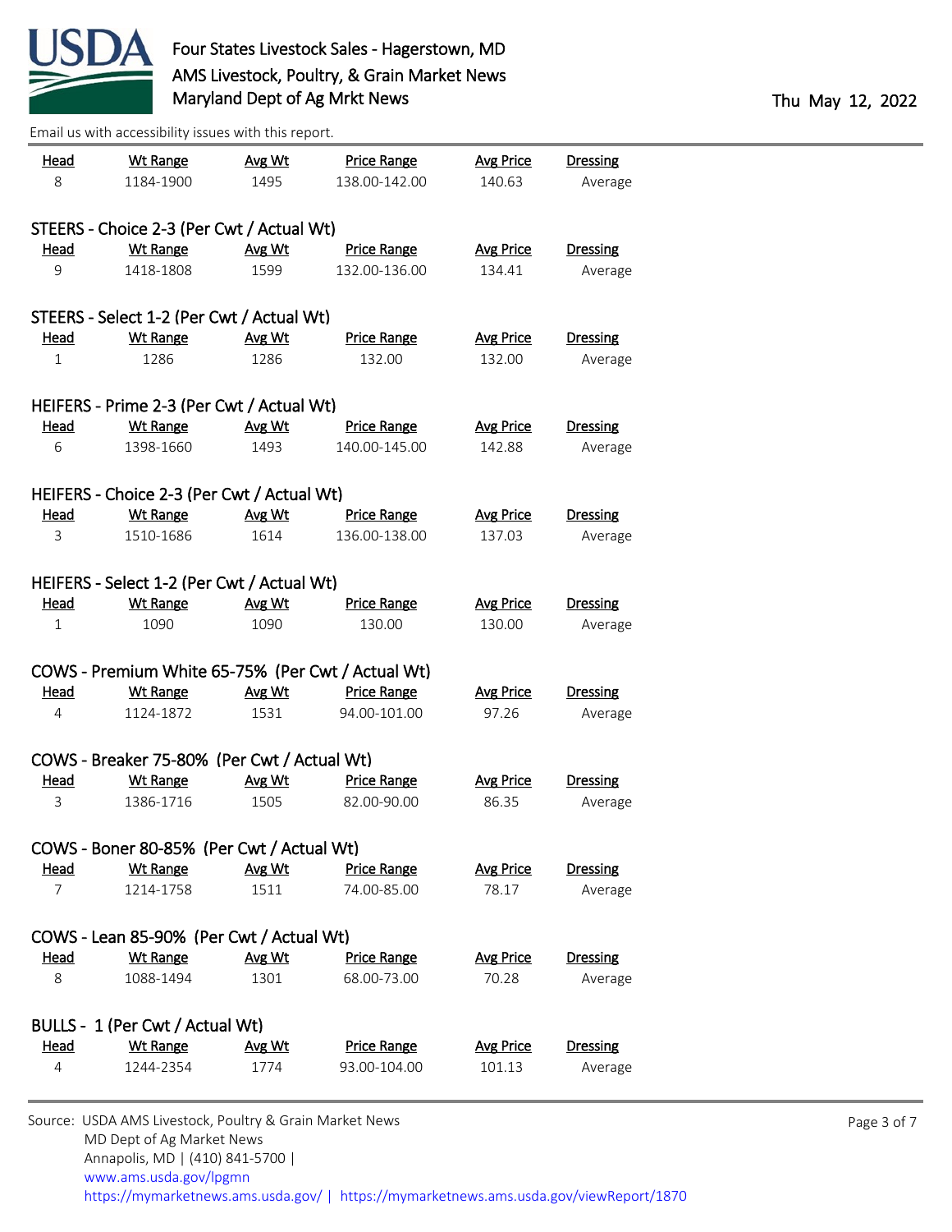| Head | Wt Range | Avg Wt | Price Range | Avg Price | Dressing |
|---|---|---|---|---|---|
| 8 | 1184-1900 | 1495 | 138.00-142.00 | 140.63 | Average |

STEERS - Choice 2-3 (Per Cwt / Actual Wt)

| Head | Wt Range | Avg Wt | Price Range | Avg Price | Dressing |
|---|---|---|---|---|---|
| 9 | 1418-1808 | 1599 | 132.00-136.00 | 134.41 | Average |

STEERS - Select 1-2 (Per Cwt / Actual Wt)

| Head | Wt Range | Avg Wt | Price Range | Avg Price | Dressing |
|---|---|---|---|---|---|
| 1 | 1286 | 1286 | 132.00 | 132.00 | Average |

HEIFERS - Prime 2-3 (Per Cwt / Actual Wt)

| Head | Wt Range | Avg Wt | Price Range | Avg Price | Dressing |
|---|---|---|---|---|---|
| 6 | 1398-1660 | 1493 | 140.00-145.00 | 142.88 | Average |

HEIFERS - Choice 2-3 (Per Cwt / Actual Wt)

| Head | Wt Range | Avg Wt | Price Range | Avg Price | Dressing |
|---|---|---|---|---|---|
| 3 | 1510-1686 | 1614 | 136.00-138.00 | 137.03 | Average |

HEIFERS - Select 1-2 (Per Cwt / Actual Wt)

| Head | Wt Range | Avg Wt | Price Range | Avg Price | Dressing |
|---|---|---|---|---|---|
| 1 | 1090 | 1090 | 130.00 | 130.00 | Average |

COWS - Premium White 65-75% (Per Cwt / Actual Wt)

| Head | Wt Range | Avg Wt | Price Range | Avg Price | Dressing |
|---|---|---|---|---|---|
| 4 | 1124-1872 | 1531 | 94.00-101.00 | 97.26 | Average |

COWS - Breaker 75-80% (Per Cwt / Actual Wt)

| Head | Wt Range | Avg Wt | Price Range | Avg Price | Dressing |
|---|---|---|---|---|---|
| 3 | 1386-1716 | 1505 | 82.00-90.00 | 86.35 | Average |

COWS - Boner 80-85% (Per Cwt / Actual Wt)

| Head | Wt Range | Avg Wt | Price Range | Avg Price | Dressing |
|---|---|---|---|---|---|
| 7 | 1214-1758 | 1511 | 74.00-85.00 | 78.17 | Average |

COWS - Lean 85-90% (Per Cwt / Actual Wt)

| Head | Wt Range | Avg Wt | Price Range | Avg Price | Dressing |
|---|---|---|---|---|---|
| 8 | 1088-1494 | 1301 | 68.00-73.00 | 70.28 | Average |

BULLS - 1 (Per Cwt / Actual Wt)

| Head | Wt Range | Avg Wt | Price Range | Avg Price | Dressing |
|---|---|---|---|---|---|
| 4 | 1244-2354 | 1774 | 93.00-104.00 | 101.13 | Average |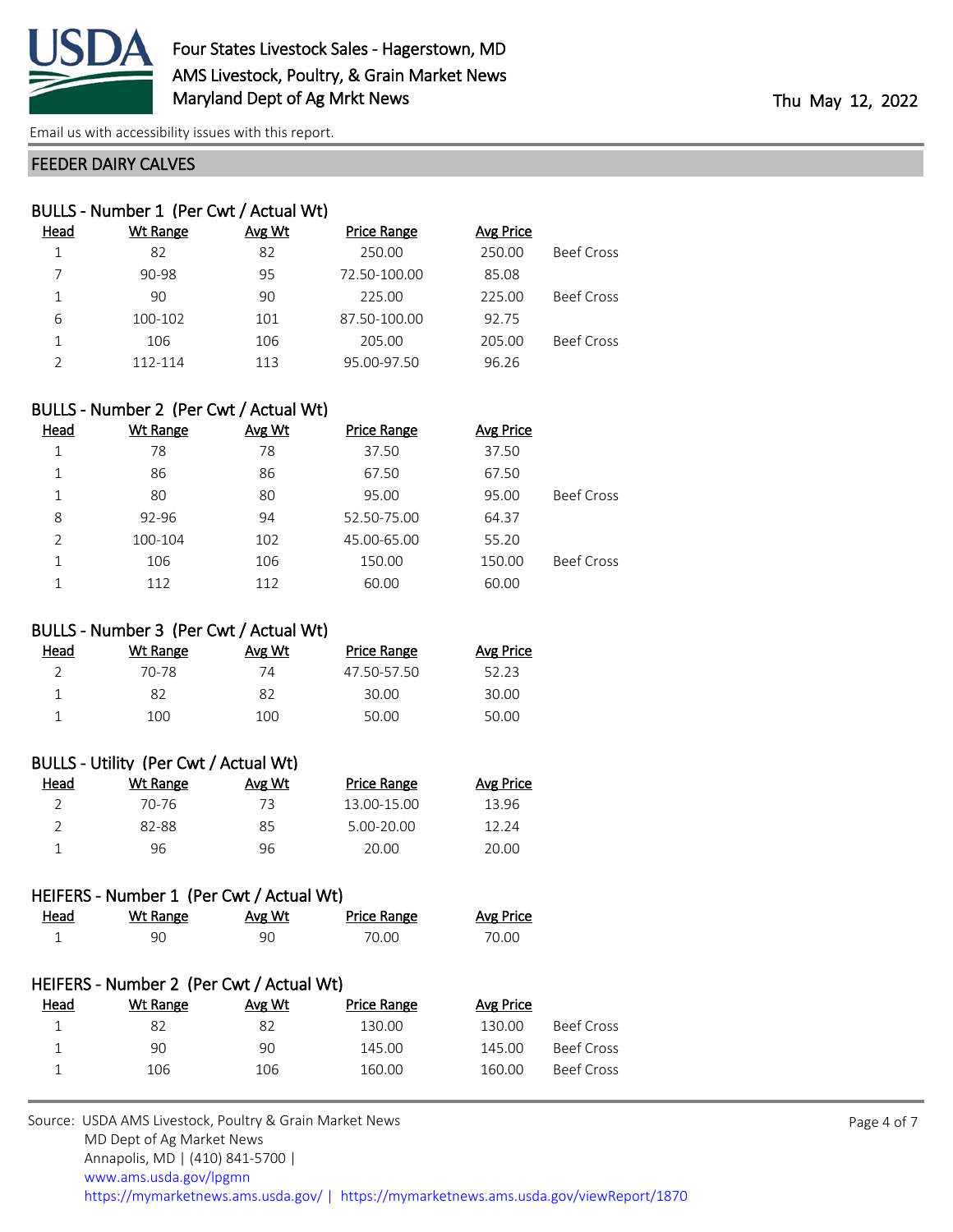Four States Livestock Sales - Hagerstown, MD
AMS Livestock, Poultry, & Grain Market News
Maryland Dept of Ag Mrkt News

Thu May 12, 2022

Email us with accessibility issues with this report.

## FEEDER DAIRY CALVES

### BULLS - Number 1 (Per Cwt / Actual Wt)

| Head | Wt Range | Avg Wt | Price Range | Avg Price | |
|---|---|---|---|---|---|
| 1 | 82 | 82 | 250.00 | 250.00 | Beef Cross |
| 7 | 90-98 | 95 | 72.50-100.00 | 85.08 | |
| 1 | 90 | 90 | 225.00 | 225.00 | Beef Cross |
| 6 | 100-102 | 101 | 87.50-100.00 | 92.75 | |
| 1 | 106 | 106 | 205.00 | 205.00 | Beef Cross |
| 2 | 112-114 | 113 | 95.00-97.50 | 96.26 | |

### BULLS - Number 2 (Per Cwt / Actual Wt)

| Head | Wt Range | Avg Wt | Price Range | Avg Price | |
|---|---|---|---|---|---|
| 1 | 78 | 78 | 37.50 | 37.50 | |
| 1 | 86 | 86 | 67.50 | 67.50 | |
| 1 | 80 | 80 | 95.00 | 95.00 | Beef Cross |
| 8 | 92-96 | 94 | 52.50-75.00 | 64.37 | |
| 2 | 100-104 | 102 | 45.00-65.00 | 55.20 | |
| 1 | 106 | 106 | 150.00 | 150.00 | Beef Cross |
| 1 | 112 | 112 | 60.00 | 60.00 | |

### BULLS - Number 3 (Per Cwt / Actual Wt)

| Head | Wt Range | Avg Wt | Price Range | Avg Price |
|---|---|---|---|---|
| 2 | 70-78 | 74 | 47.50-57.50 | 52.23 |
| 1 | 82 | 82 | 30.00 | 30.00 |
| 1 | 100 | 100 | 50.00 | 50.00 |

### BULLS - Utility (Per Cwt / Actual Wt)

| Head | Wt Range | Avg Wt | Price Range | Avg Price |
|---|---|---|---|---|
| 2 | 70-76 | 73 | 13.00-15.00 | 13.96 |
| 2 | 82-88 | 85 | 5.00-20.00 | 12.24 |
| 1 | 96 | 96 | 20.00 | 20.00 |

### HEIFERS - Number 1 (Per Cwt / Actual Wt)

| Head | Wt Range | Avg Wt | Price Range | Avg Price |
|---|---|---|---|---|
| 1 | 90 | 90 | 70.00 | 70.00 |

### HEIFERS - Number 2 (Per Cwt / Actual Wt)

| Head | Wt Range | Avg Wt | Price Range | Avg Price | |
|---|---|---|---|---|---|
| 1 | 82 | 82 | 130.00 | 130.00 | Beef Cross |
| 1 | 90 | 90 | 145.00 | 145.00 | Beef Cross |
| 1 | 106 | 106 | 160.00 | 160.00 | Beef Cross |

Source: USDA AMS Livestock, Poultry & Grain Market News
MD Dept of Ag Market News
Annapolis, MD | (410) 841-5700 |
www.ams.usda.gov/lpgmn
https://mymarketnews.ams.usda.gov/ | https://mymarketnews.ams.usda.gov/viewReport/1870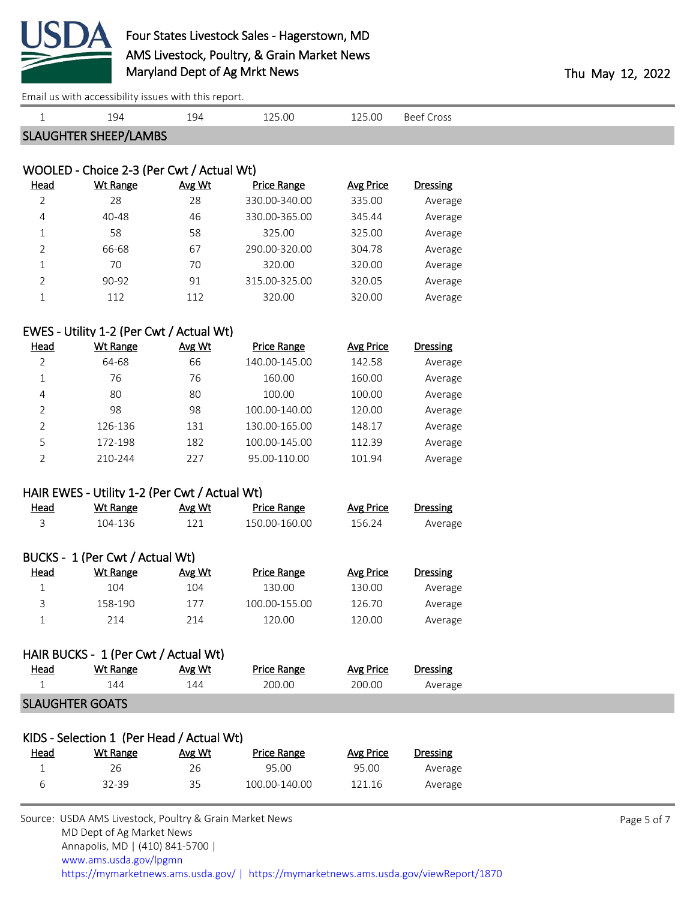Email us with accessibility issues with this report.

| 1 | 194 | 194 | 125.00 | 125.00 | Beef Cross |
|---|---|---|---|---|---|

## SLAUGHTER SHEEP/LAMBS

### WOOLED - Choice 2-3 (Per Cwt / Actual Wt)

| Head | Wt Range | Avg Wt | Price Range | Avg Price | Dressing |
|---|---|---|---|---|---|
| 2 | 28 | 28 | 330.00-340.00 | 335.00 | Average |
| 4 | 40-48 | 46 | 330.00-365.00 | 345.44 | Average |
| 1 | 58 | 58 | 325.00 | 325.00 | Average |
| 2 | 66-68 | 67 | 290.00-320.00 | 304.78 | Average |
| 1 | 70 | 70 | 320.00 | 320.00 | Average |
| 2 | 90-92 | 91 | 315.00-325.00 | 320.05 | Average |
| 1 | 112 | 112 | 320.00 | 320.00 | Average |

### EWES - Utility 1-2 (Per Cwt / Actual Wt)

| Head | Wt Range | Avg Wt | Price Range | Avg Price | Dressing |
|---|---|---|---|---|---|
| 2 | 64-68 | 66 | 140.00-145.00 | 142.58 | Average |
| 1 | 76 | 76 | 160.00 | 160.00 | Average |
| 4 | 80 | 80 | 100.00 | 100.00 | Average |
| 2 | 98 | 98 | 100.00-140.00 | 120.00 | Average |
| 2 | 126-136 | 131 | 130.00-165.00 | 148.17 | Average |
| 5 | 172-198 | 182 | 100.00-145.00 | 112.39 | Average |
| 2 | 210-244 | 227 | 95.00-110.00 | 101.94 | Average |

### HAIR EWES - Utility 1-2 (Per Cwt / Actual Wt)

| Head | Wt Range | Avg Wt | Price Range | Avg Price | Dressing |
|---|---|---|---|---|---|
| 3 | 104-136 | 121 | 150.00-160.00 | 156.24 | Average |

### BUCKS - 1 (Per Cwt / Actual Wt)

| Head | Wt Range | Avg Wt | Price Range | Avg Price | Dressing |
|---|---|---|---|---|---|
| 1 | 104 | 104 | 130.00 | 130.00 | Average |
| 3 | 158-190 | 177 | 100.00-155.00 | 126.70 | Average |
| 1 | 214 | 214 | 120.00 | 120.00 | Average |

### HAIR BUCKS - 1 (Per Cwt / Actual Wt)

| Head | Wt Range | Avg Wt | Price Range | Avg Price | Dressing |
|---|---|---|---|---|---|
| 1 | 144 | 144 | 200.00 | 200.00 | Average |

## SLAUGHTER GOATS

### KIDS - Selection 1 (Per Head / Actual Wt)

| Head | Wt Range | Avg Wt | Price Range | Avg Price | Dressing |
|---|---|---|---|---|---|
| 1 | 26 | 26 | 95.00 | 95.00 | Average |
| 6 | 32-39 | 35 | 100.00-140.00 | 121.16 | Average |

Source: USDA AMS Livestock, Poultry & Grain Market News
MD Dept of Ag Market News
Annapolis, MD | (410) 841-5700 |
www.ams.usda.gov/lpgmn
https://mymarketnews.ams.usda.gov/ | https://mymarketnews.ams.usda.gov/viewReport/1870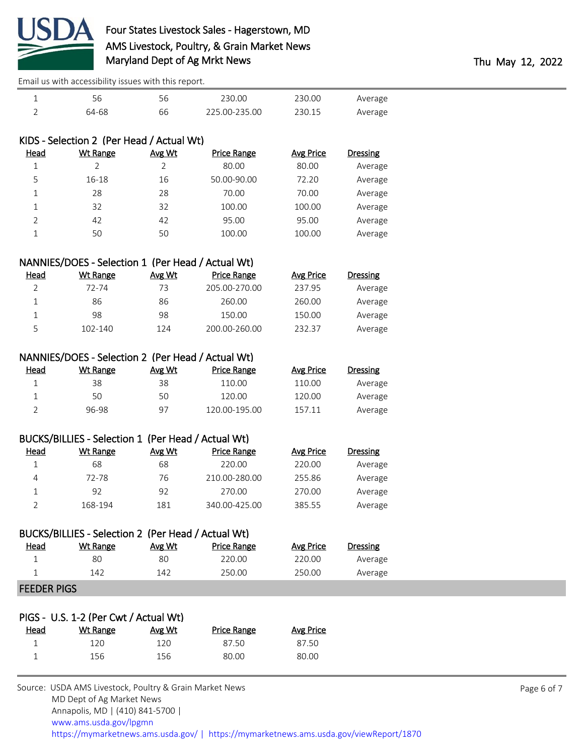| Head | Wt Range | Avg Wt | Price Range | Avg Price | Dressing |
|---|---|---|---|---|---|
| 1 | 56 | 56 | 230.00 | 230.00 | Average |
| 2 | 64-68 | 66 | 225.00-235.00 | 230.15 | Average |

### KIDS - Selection 2 (Per Head / Actual Wt)

| Head | Wt Range | Avg Wt | Price Range | Avg Price | Dressing |
|---|---|---|---|---|---|
| 1 | 2 | 2 | 80.00 | 80.00 | Average |
| 5 | 16-18 | 16 | 50.00-90.00 | 72.20 | Average |
| 1 | 28 | 28 | 70.00 | 70.00 | Average |
| 1 | 32 | 32 | 100.00 | 100.00 | Average |
| 2 | 42 | 42 | 95.00 | 95.00 | Average |
| 1 | 50 | 50 | 100.00 | 100.00 | Average |

### NANNIES/DOES - Selection 1 (Per Head / Actual Wt)

| Head | Wt Range | Avg Wt | Price Range | Avg Price | Dressing |
|---|---|---|---|---|---|
| 2 | 72-74 | 73 | 205.00-270.00 | 237.95 | Average |
| 1 | 86 | 86 | 260.00 | 260.00 | Average |
| 1 | 98 | 98 | 150.00 | 150.00 | Average |
| 5 | 102-140 | 124 | 200.00-260.00 | 232.37 | Average |

### NANNIES/DOES - Selection 2 (Per Head / Actual Wt)

| Head | Wt Range | Avg Wt | Price Range | Avg Price | Dressing |
|---|---|---|---|---|---|
| 1 | 38 | 38 | 110.00 | 110.00 | Average |
| 1 | 50 | 50 | 120.00 | 120.00 | Average |
| 2 | 96-98 | 97 | 120.00-195.00 | 157.11 | Average |

### BUCKS/BILLIES - Selection 1 (Per Head / Actual Wt)

| Head | Wt Range | Avg Wt | Price Range | Avg Price | Dressing |
|---|---|---|---|---|---|
| 1 | 68 | 68 | 220.00 | 220.00 | Average |
| 4 | 72-78 | 76 | 210.00-280.00 | 255.86 | Average |
| 1 | 92 | 92 | 270.00 | 270.00 | Average |
| 2 | 168-194 | 181 | 340.00-425.00 | 385.55 | Average |

### BUCKS/BILLIES - Selection 2 (Per Head / Actual Wt)

| Head | Wt Range | Avg Wt | Price Range | Avg Price | Dressing |
|---|---|---|---|---|---|
| 1 | 80 | 80 | 220.00 | 220.00 | Average |
| 1 | 142 | 142 | 250.00 | 250.00 | Average |

## FEEDER PIGS

### PIGS - U.S. 1-2 (Per Cwt / Actual Wt)

| Head | Wt Range | Avg Wt | Price Range | Avg Price |
|---|---|---|---|---|
| 1 | 120 | 120 | 87.50 | 87.50 |
| 1 | 156 | 156 | 80.00 | 80.00 |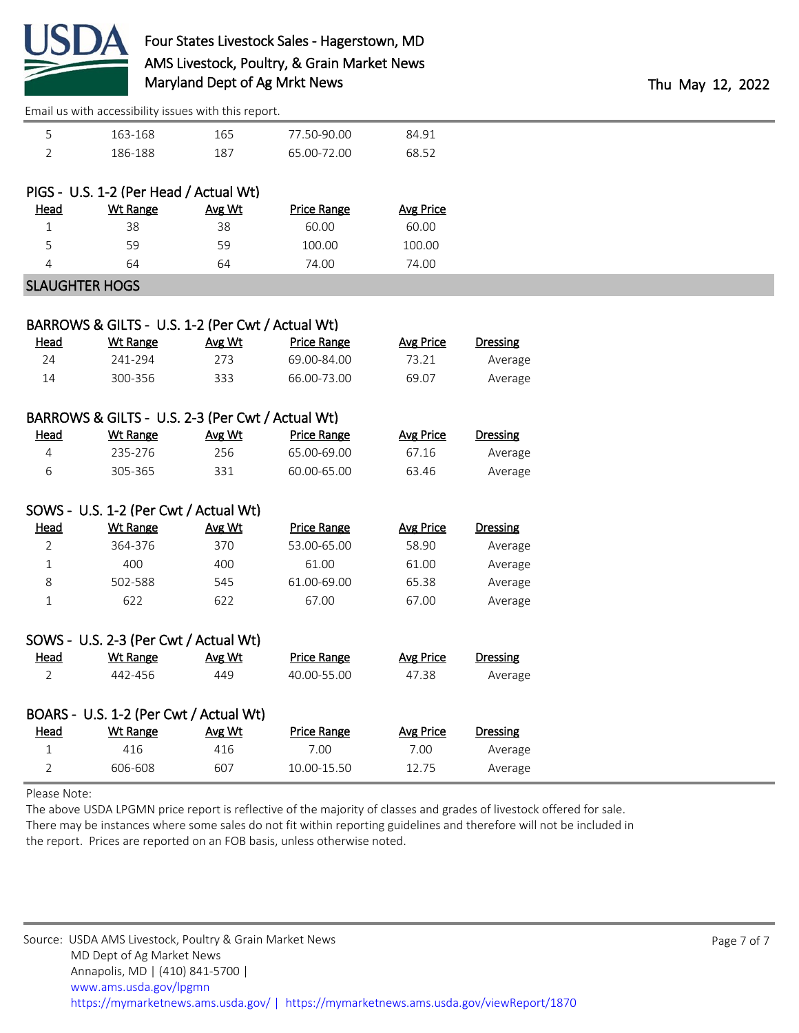| | | | | |
|---|---|---|---|---|
| 5 | 163-168 | 165 | 77.50-90.00 | 84.91 |
| 2 | 186-188 | 187 | 65.00-72.00 | 68.52 |

PIGS - U.S. 1-2 (Per Head / Actual Wt)

| Head | Wt Range | Avg Wt | Price Range | Avg Price |
|---|---|---|---|---|
| 1 | 38 | 38 | 60.00 | 60.00 |
| 5 | 59 | 59 | 100.00 | 100.00 |
| 4 | 64 | 64 | 74.00 | 74.00 |

## SLAUGHTER HOGS

BARROWS & GILTS - U.S. 1-2 (Per Cwt / Actual Wt)

| Head | Wt Range | Avg Wt | Price Range | Avg Price | Dressing |
|---|---|---|---|---|---|
| 24 | 241-294 | 273 | 69.00-84.00 | 73.21 | Average |
| 14 | 300-356 | 333 | 66.00-73.00 | 69.07 | Average |

BARROWS & GILTS - U.S. 2-3 (Per Cwt / Actual Wt)

| Head | Wt Range | Avg Wt | Price Range | Avg Price | Dressing |
|---|---|---|---|---|---|
| 4 | 235-276 | 256 | 65.00-69.00 | 67.16 | Average |
| 6 | 305-365 | 331 | 60.00-65.00 | 63.46 | Average |

SOWS - U.S. 1-2 (Per Cwt / Actual Wt)

| Head | Wt Range | Avg Wt | Price Range | Avg Price | Dressing |
|---|---|---|---|---|---|
| 2 | 364-376 | 370 | 53.00-65.00 | 58.90 | Average |
| 1 | 400 | 400 | 61.00 | 61.00 | Average |
| 8 | 502-588 | 545 | 61.00-69.00 | 65.38 | Average |
| 1 | 622 | 622 | 67.00 | 67.00 | Average |

SOWS - U.S. 2-3 (Per Cwt / Actual Wt)

| Head | Wt Range | Avg Wt | Price Range | Avg Price | Dressing |
|---|---|---|---|---|---|
| 2 | 442-456 | 449 | 40.00-55.00 | 47.38 | Average |

BOARS - U.S. 1-2 (Per Cwt / Actual Wt)

| Head | Wt Range | Avg Wt | Price Range | Avg Price | Dressing |
|---|---|---|---|---|---|
| 1 | 416 | 416 | 7.00 | 7.00 | Average |
| 2 | 606-608 | 607 | 10.00-15.50 | 12.75 | Average |

Please Note:
The above USDA LPGMN price report is reflective of the majority of classes and grades of livestock offered for sale. There may be instances where some sales do not fit within reporting guidelines and therefore will not be included in the report. Prices are reported on an FOB basis, unless otherwise noted.

Source: USDA AMS Livestock, Poultry & Grain Market News
MD Dept of Ag Market News
Annapolis, MD | (410) 841-5700 |
www.ams.usda.gov/lpgmn
https://mymarketnews.ams.usda.gov/ | https://mymarketnews.ams.usda.gov/viewReport/1870